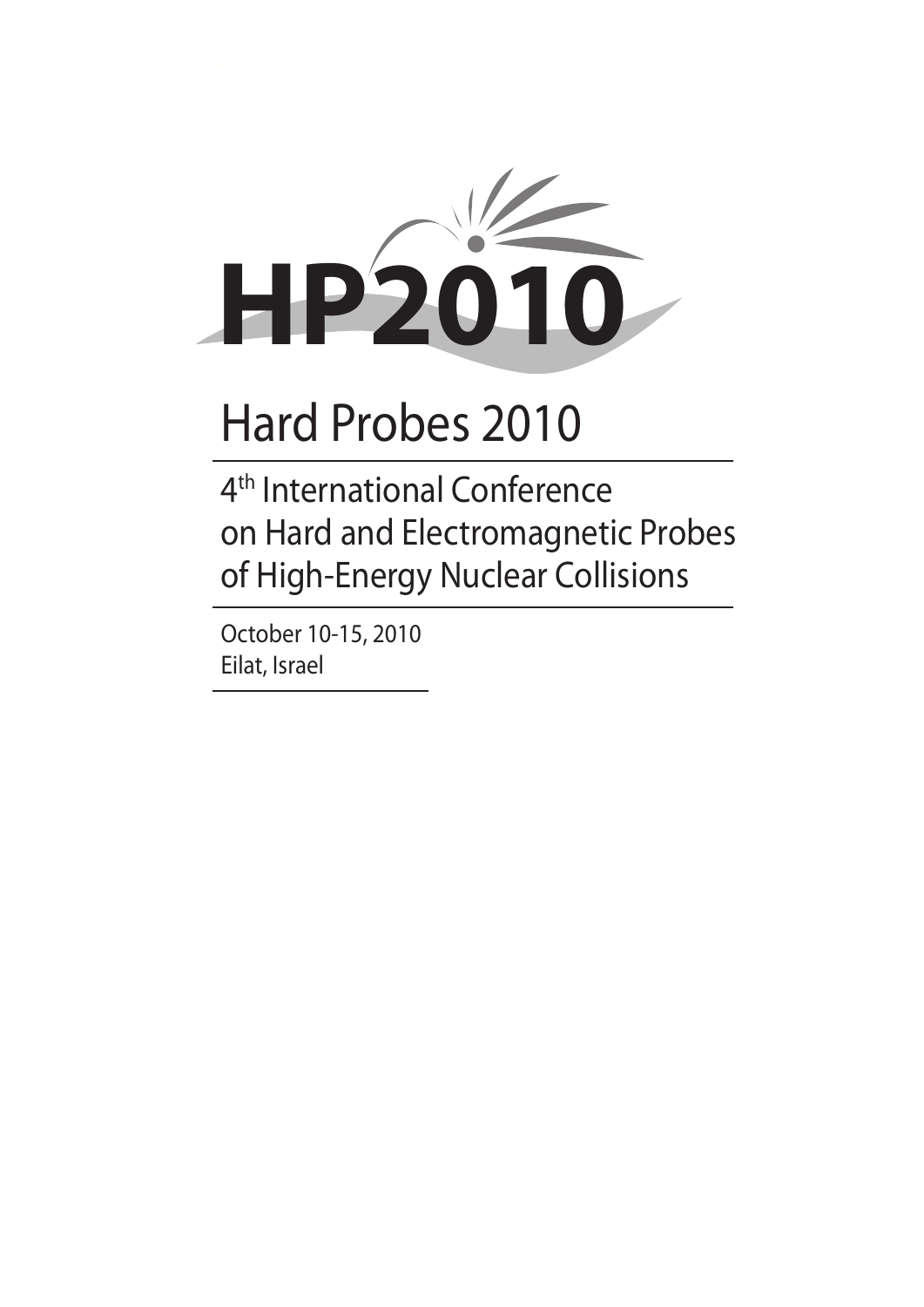# HP2010

# Hard Probes 2010

## 4th International Conference on Hard and Electromagnetic Probes of High-Energy Nuclear Collisions

October 10-15, 2010
Eilat, Israel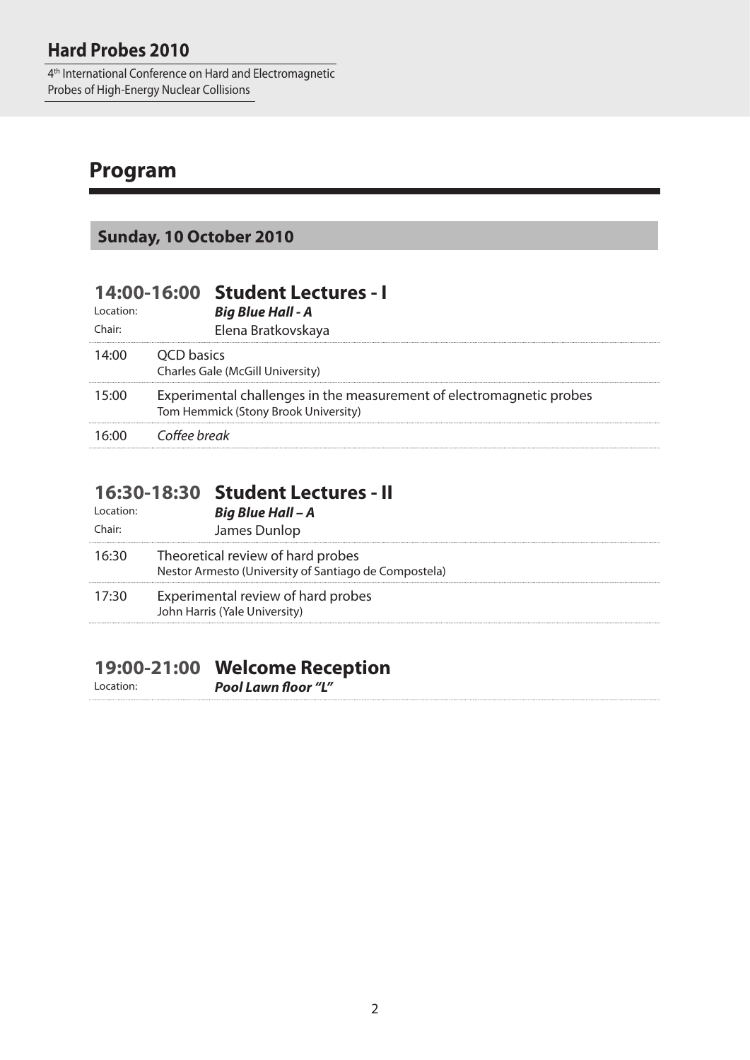# Program

## Sunday, 10 October 2010

### 14:00-16:00 Student Lectures - I

Location: ***Big Blue Hall - A***
Chair: Elena Bratkovskaya

| | |
|---|---|
| 14:00 | QCD basics<br>Charles Gale (McGill University) |
| 15:00 | Experimental challenges in the measurement of electromagnetic probes<br>Tom Hemmick (Stony Brook University) |
| 16:00 | *Coffee break* |

### 16:30-18:30 Student Lectures - II

Location: ***Big Blue Hall – A***
Chair: James Dunlop

| | |
|---|---|
| 16:30 | Theoretical review of hard probes<br>Nestor Armesto (University of Santiago de Compostela) |
| 17:30 | Experimental review of hard probes<br>John Harris (Yale University) |

### 19:00-21:00 Welcome Reception

Location: ***Pool Lawn floor "L"***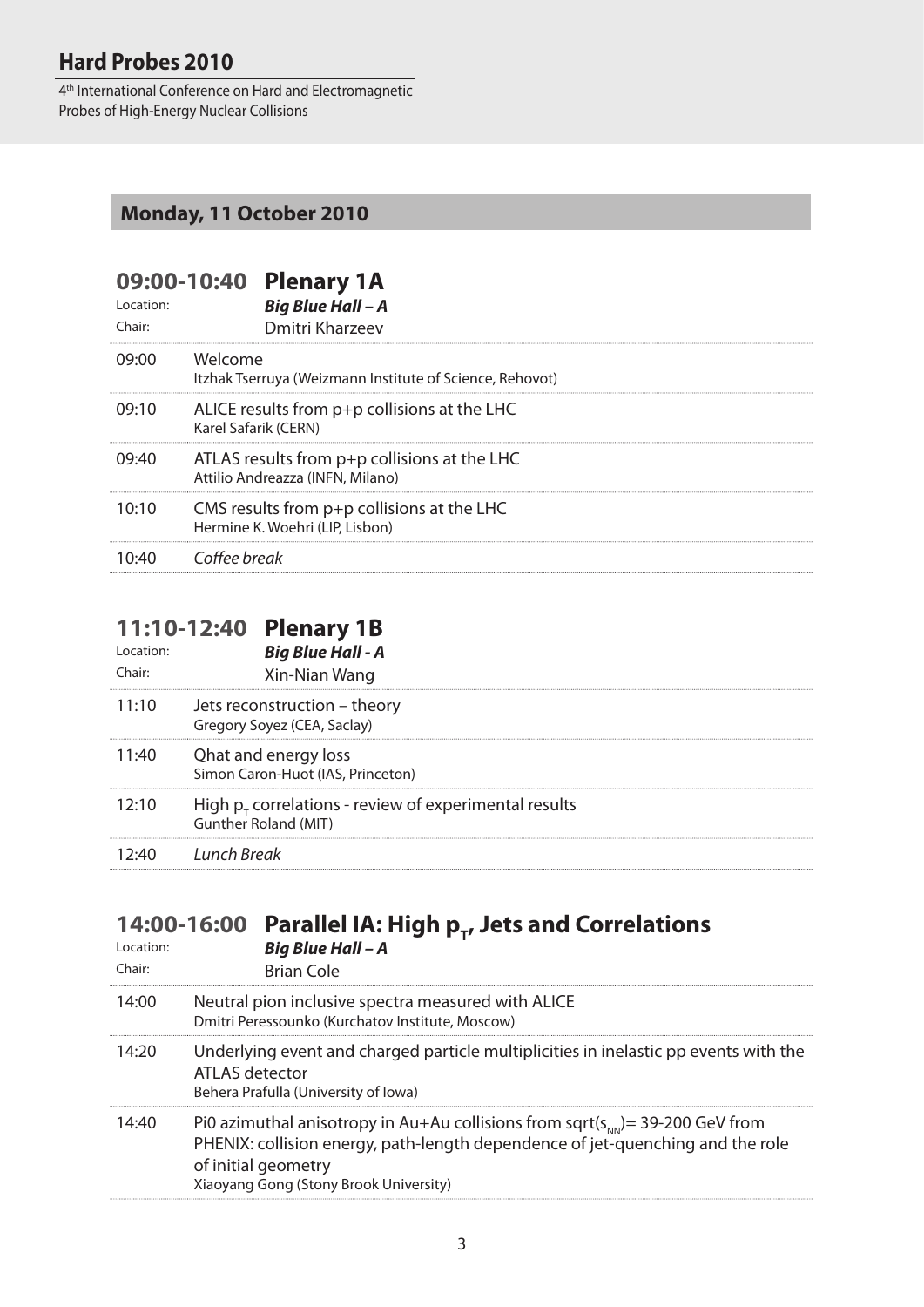## Monday, 11 October 2010

### 09:00-10:40 Plenary 1A

Location: ***Big Blue Hall – A***
Chair: Dmitri Kharzeev

| | |
|---|---|
| 09:00 | Welcome<br>Itzhak Tserruya (Weizmann Institute of Science, Rehovot) |
| 09:10 | ALICE results from p+p collisions at the LHC<br>Karel Safarik (CERN) |
| 09:40 | ATLAS results from p+p collisions at the LHC<br>Attilio Andreazza (INFN, Milano) |
| 10:10 | CMS results from p+p collisions at the LHC<br>Hermine K. Woehri (LIP, Lisbon) |
| 10:40 | *Coffee break* |

### 11:10-12:40 Plenary 1B

Location: ***Big Blue Hall - A***
Chair: Xin-Nian Wang

| | |
|---|---|
| 11:10 | Jets reconstruction – theory<br>Gregory Soyez (CEA, Saclay) |
| 11:40 | Qhat and energy loss<br>Simon Caron-Huot (IAS, Princeton) |
| 12:10 | High $p_T$ correlations - review of experimental results<br>Gunther Roland (MIT) |
| 12:40 | *Lunch Break* |

### 14:00-16:00 Parallel IA: High $p_T$, Jets and Correlations

Location: ***Big Blue Hall – A***
Chair: Brian Cole

| | |
|---|---|
| 14:00 | Neutral pion inclusive spectra measured with ALICE<br>Dmitri Peressounko (Kurchatov Institute, Moscow) |
| 14:20 | Underlying event and charged particle multiplicities in inelastic pp events with the ATLAS detector<br>Behera Prafulla (University of Iowa) |
| 14:40 | Pi0 azimuthal anisotropy in Au+Au collisions from sqrt($s_{NN}$)= 39-200 GeV from PHENIX: collision energy, path-length dependence of jet-quenching and the role of initial geometry<br>Xiaoyang Gong (Stony Brook University) |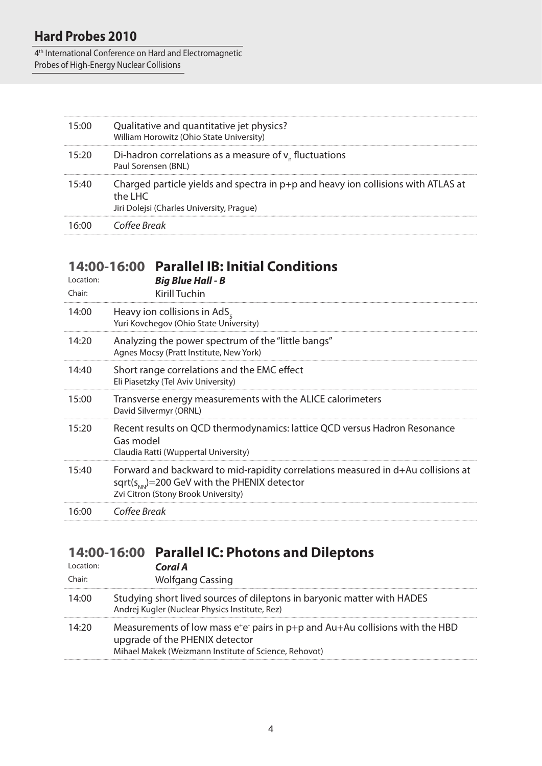| | |
|---|---|
| 15:00 | Qualitative and quantitative jet physics?<br>William Horowitz (Ohio State University) |
| 15:20 | Di-hadron correlations as a measure of $v_n$ fluctuations<br>Paul Sorensen (BNL) |
| 15:40 | Charged particle yields and spectra in p+p and heavy ion collisions with ATLAS at the LHC<br>Jiri Dolejsi (Charles University, Prague) |
| 16:00 | *Coffee Break* |

## 14:00-16:00 Parallel IB: Initial Conditions

Location: ***Big Blue Hall - B***

Chair: Kirill Tuchin

| | |
|---|---|
| 14:00 | Heavy ion collisions in $AdS_5$<br>Yuri Kovchegov (Ohio State University) |
| 14:20 | Analyzing the power spectrum of the "little bangs"<br>Agnes Mocsy (Pratt Institute, New York) |
| 14:40 | Short range correlations and the EMC effect<br>Eli Piasetzky (Tel Aviv University) |
| 15:00 | Transverse energy measurements with the ALICE calorimeters<br>David Silvermyr (ORNL) |
| 15:20 | Recent results on QCD thermodynamics: lattice QCD versus Hadron Resonance Gas model<br>Claudia Ratti (Wuppertal University) |
| 15:40 | Forward and backward to mid-rapidity correlations measured in d+Au collisions at $\mathrm{sqrt}(s_{NN})$=200 GeV with the PHENIX detector<br>Zvi Citron (Stony Brook University) |
| 16:00 | *Coffee Break* |

## 14:00-16:00 Parallel IC: Photons and Dileptons

Location: ***Coral A***

Chair: Wolfgang Cassing

| | |
|---|---|
| 14:00 | Studying short lived sources of dileptons in baryonic matter with HADES<br>Andrej Kugler (Nuclear Physics Institute, Rez) |
| 14:20 | Measurements of low mass $e^+e^-$ pairs in p+p and Au+Au collisions with the HBD upgrade of the PHENIX detector<br>Mihael Makek (Weizmann Institute of Science, Rehovot) |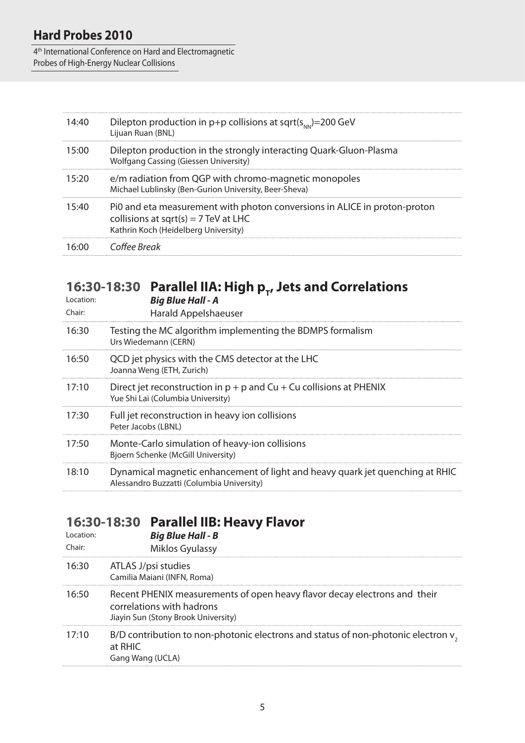| | |
|---|---|
| 14:40 | Dilepton production in p+p collisions at sqrt($s_{NN}$)=200 GeV<br>Lijuan Ruan (BNL) |
| 15:00 | Dilepton production in the strongly interacting Quark-Gluon-Plasma<br>Wolfgang Cassing (Giessen University) |
| 15:20 | e/m radiation from QGP with chromo-magnetic monopoles<br>Michael Lublinsky (Ben-Gurion University, Beer-Sheva) |
| 15:40 | Pi0 and eta measurement with photon conversions in ALICE in proton-proton collisions at sqrt(s) = 7 TeV at LHC<br>Kathrin Koch (Heidelberg University) |
| 16:00 | *Coffee Break* |

## 16:30-18:30 Parallel IIA: High $p_T$, Jets and Correlations

Location: ***Big Blue Hall - A***

Chair: Harald Appelshaeuser

| | |
|---|---|
| 16:30 | Testing the MC algorithm implementing the BDMPS formalism<br>Urs Wiedemann (CERN) |
| 16:50 | QCD jet physics with the CMS detector at the LHC<br>Joanna Weng (ETH, Zurich) |
| 17:10 | Direct jet reconstruction in p + p and Cu + Cu collisions at PHENIX<br>Yue Shi Lai (Columbia University) |
| 17:30 | Full jet reconstruction in heavy ion collisions<br>Peter Jacobs (LBNL) |
| 17:50 | Monte-Carlo simulation of heavy-ion collisions<br>Bjoern Schenke (McGill University) |
| 18:10 | Dynamical magnetic enhancement of light and heavy quark jet quenching at RHIC<br>Alessandro Buzzatti (Columbia University) |

## 16:30-18:30 Parallel IIB: Heavy Flavor

Location: ***Big Blue Hall - B***

Chair: Miklos Gyulassy

| | |
|---|---|
| 16:30 | ATLAS J/psi studies<br>Camilia Maiani (INFN, Roma) |
| 16:50 | Recent PHENIX measurements of open heavy flavor decay electrons and their correlations with hadrons<br>Jiayin Sun (Stony Brook University) |
| 17:10 | B/D contribution to non-photonic electrons and status of non-photonic electron $v_2$ at RHIC<br>Gang Wang (UCLA) |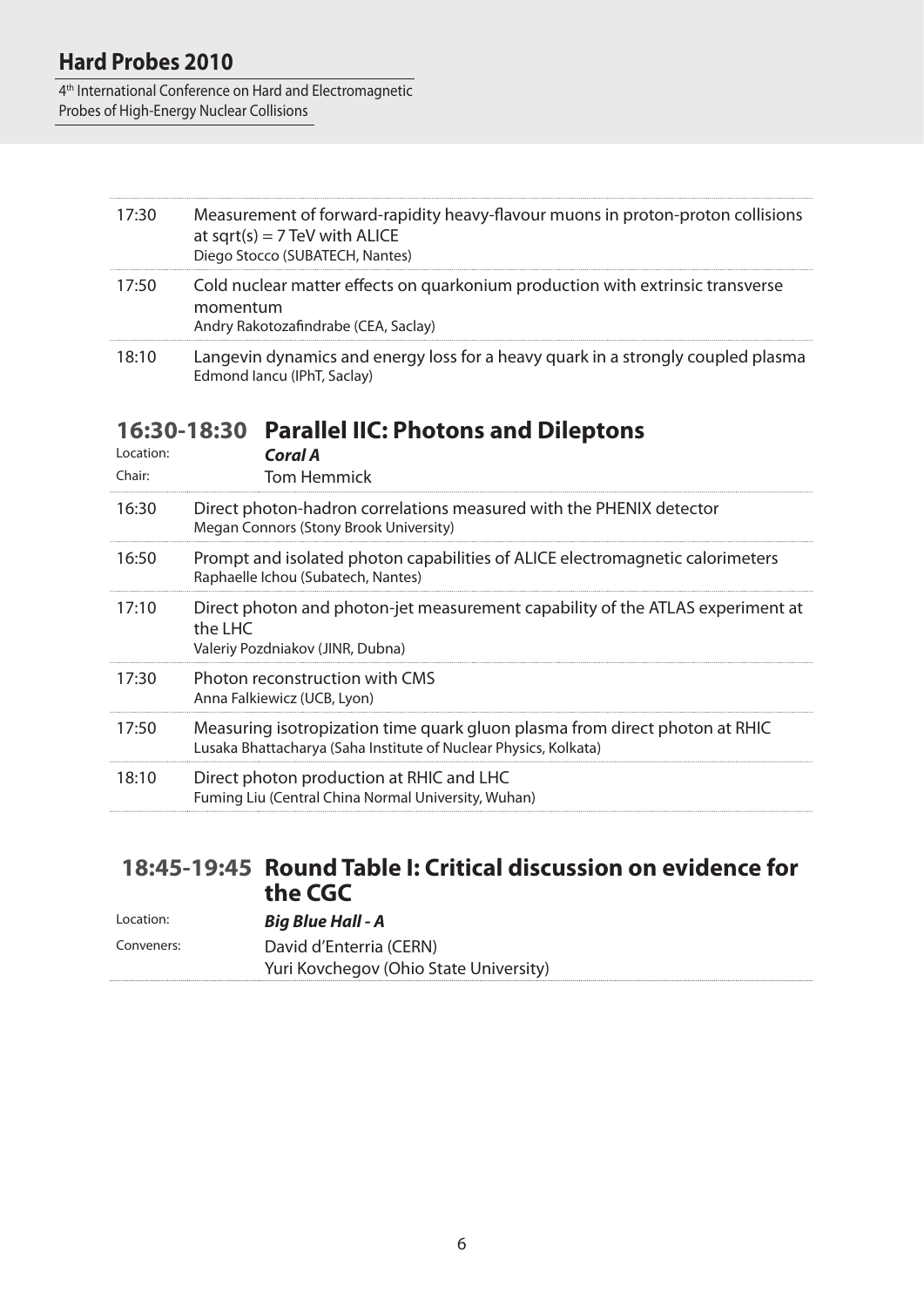| | |
|---|---|
| 17:30 | Measurement of forward-rapidity heavy-flavour muons in proton-proton collisions at sqrt(s) = 7 TeV with ALICE<br>Diego Stocco (SUBATECH, Nantes) |
| 17:50 | Cold nuclear matter effects on quarkonium production with extrinsic transverse momentum<br>Andry Rakotozafindrabe (CEA, Saclay) |
| 18:10 | Langevin dynamics and energy loss for a heavy quark in a strongly coupled plasma<br>Edmond Iancu (IPhT, Saclay) |

## 16:30-18:30 Parallel IIC: Photons and Dileptons

Location: ***Coral A***

Chair: Tom Hemmick

| | |
|---|---|
| 16:30 | Direct photon-hadron correlations measured with the PHENIX detector<br>Megan Connors (Stony Brook University) |
| 16:50 | Prompt and isolated photon capabilities of ALICE electromagnetic calorimeters<br>Raphaelle Ichou (Subatech, Nantes) |
| 17:10 | Direct photon and photon-jet measurement capability of the ATLAS experiment at the LHC<br>Valeriy Pozdniakov (JINR, Dubna) |
| 17:30 | Photon reconstruction with CMS<br>Anna Falkiewicz (UCB, Lyon) |
| 17:50 | Measuring isotropization time quark gluon plasma from direct photon at RHIC<br>Lusaka Bhattacharya (Saha Institute of Nuclear Physics, Kolkata) |
| 18:10 | Direct photon production at RHIC and LHC<br>Fuming Liu (Central China Normal University, Wuhan) |

## 18:45-19:45 Round Table I: Critical discussion on evidence for the CGC

Location: ***Big Blue Hall - A***

Conveners: David d'Enterria (CERN)
Yuri Kovchegov (Ohio State University)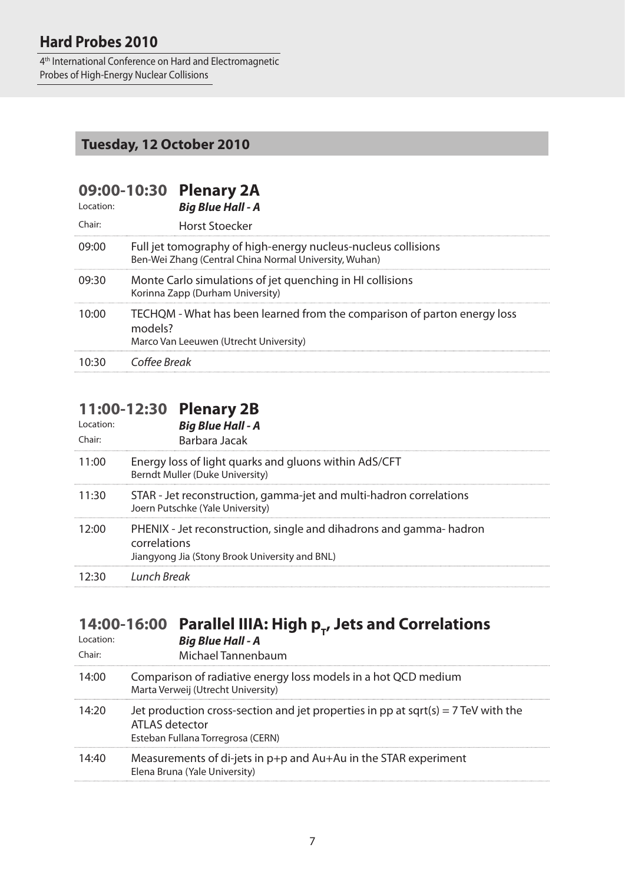## Tuesday, 12 October 2010

### 09:00-10:30 Plenary 2A

Location: ***Big Blue Hall - A***

Chair: Horst Stoecker

| | |
|---|---|
| 09:00 | Full jet tomography of high-energy nucleus-nucleus collisions<br>Ben-Wei Zhang (Central China Normal University, Wuhan) |
| 09:30 | Monte Carlo simulations of jet quenching in HI collisions<br>Korinna Zapp (Durham University) |
| 10:00 | TECHQM - What has been learned from the comparison of parton energy loss models?<br>Marco Van Leeuwen (Utrecht University) |
| 10:30 | *Coffee Break* |

### 11:00-12:30 Plenary 2B

Location: ***Big Blue Hall - A***

Chair: Barbara Jacak

| | |
|---|---|
| 11:00 | Energy loss of light quarks and gluons within AdS/CFT<br>Berndt Muller (Duke University) |
| 11:30 | STAR - Jet reconstruction, gamma-jet and multi-hadron correlations<br>Joern Putschke (Yale University) |
| 12:00 | PHENIX - Jet reconstruction, single and dihadrons and gamma- hadron correlations<br>Jiangyong Jia (Stony Brook University and BNL) |
| 12:30 | *Lunch Break* |

### 14:00-16:00 Parallel IIIA: High $p_T$, Jets and Correlations

Location: ***Big Blue Hall - A***

Chair: Michael Tannenbaum

| | |
|---|---|
| 14:00 | Comparison of radiative energy loss models in a hot QCD medium<br>Marta Verweij (Utrecht University) |
| 14:20 | Jet production cross-section and jet properties in pp at sqrt(s) = 7 TeV with the ATLAS detector<br>Esteban Fullana Torregrosa (CERN) |
| 14:40 | Measurements of di-jets in p+p and Au+Au in the STAR experiment<br>Elena Bruna (Yale University) |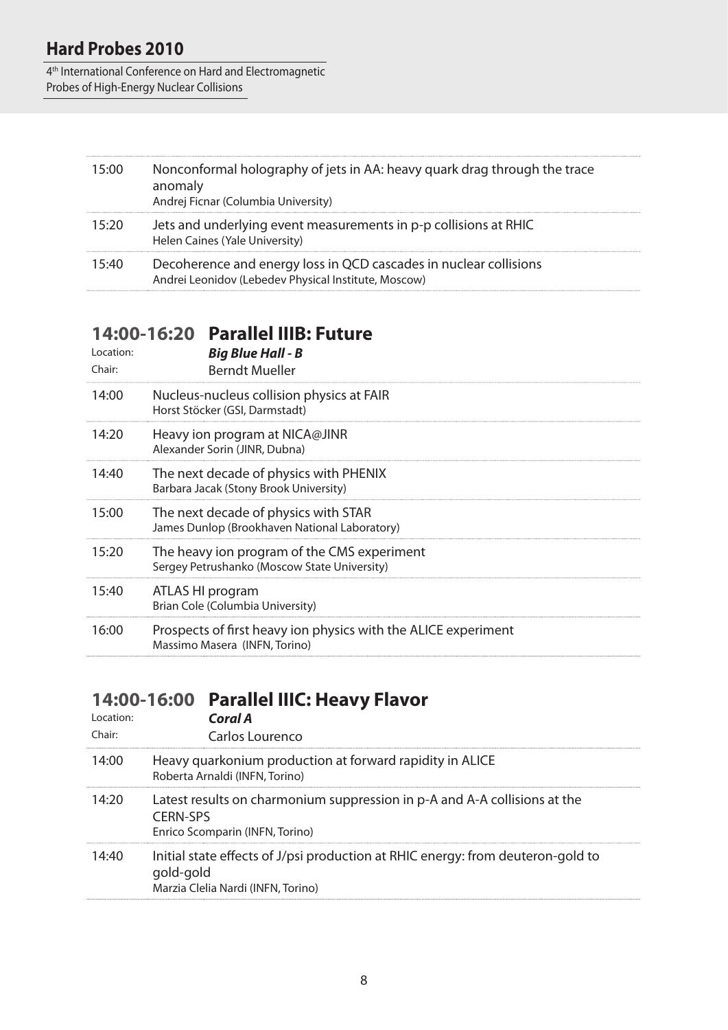15:00 Nonconformal holography of jets in AA: heavy quark drag through the trace anomaly
Andrej Ficnar (Columbia University)

15:20 Jets and underlying event measurements in p-p collisions at RHIC
Helen Caines (Yale University)

15:40 Decoherence and energy loss in QCD cascades in nuclear collisions
Andrei Leonidov (Lebedev Physical Institute, Moscow)

## 14:00-16:20 Parallel IIIB: Future

Location: ***Big Blue Hall - B***
Chair: Berndt Mueller

14:00 Nucleus-nucleus collision physics at FAIR
Horst Stöcker (GSI, Darmstadt)

14:20 Heavy ion program at NICA@JINR
Alexander Sorin (JINR, Dubna)

14:40 The next decade of physics with PHENIX
Barbara Jacak (Stony Brook University)

15:00 The next decade of physics with STAR
James Dunlop (Brookhaven National Laboratory)

15:20 The heavy ion program of the CMS experiment
Sergey Petrushanko (Moscow State University)

15:40 ATLAS HI program
Brian Cole (Columbia University)

16:00 Prospects of first heavy ion physics with the ALICE experiment
Massimo Masera (INFN, Torino)

## 14:00-16:00 Parallel IIIC: Heavy Flavor

Location: ***Coral A***
Chair: Carlos Lourenco

14:00 Heavy quarkonium production at forward rapidity in ALICE
Roberta Arnaldi (INFN, Torino)

14:20 Latest results on charmonium suppression in p-A and A-A collisions at the CERN-SPS
Enrico Scomparin (INFN, Torino)

14:40 Initial state effects of J/psi production at RHIC energy: from deuteron-gold to gold-gold
Marzia Clelia Nardi (INFN, Torino)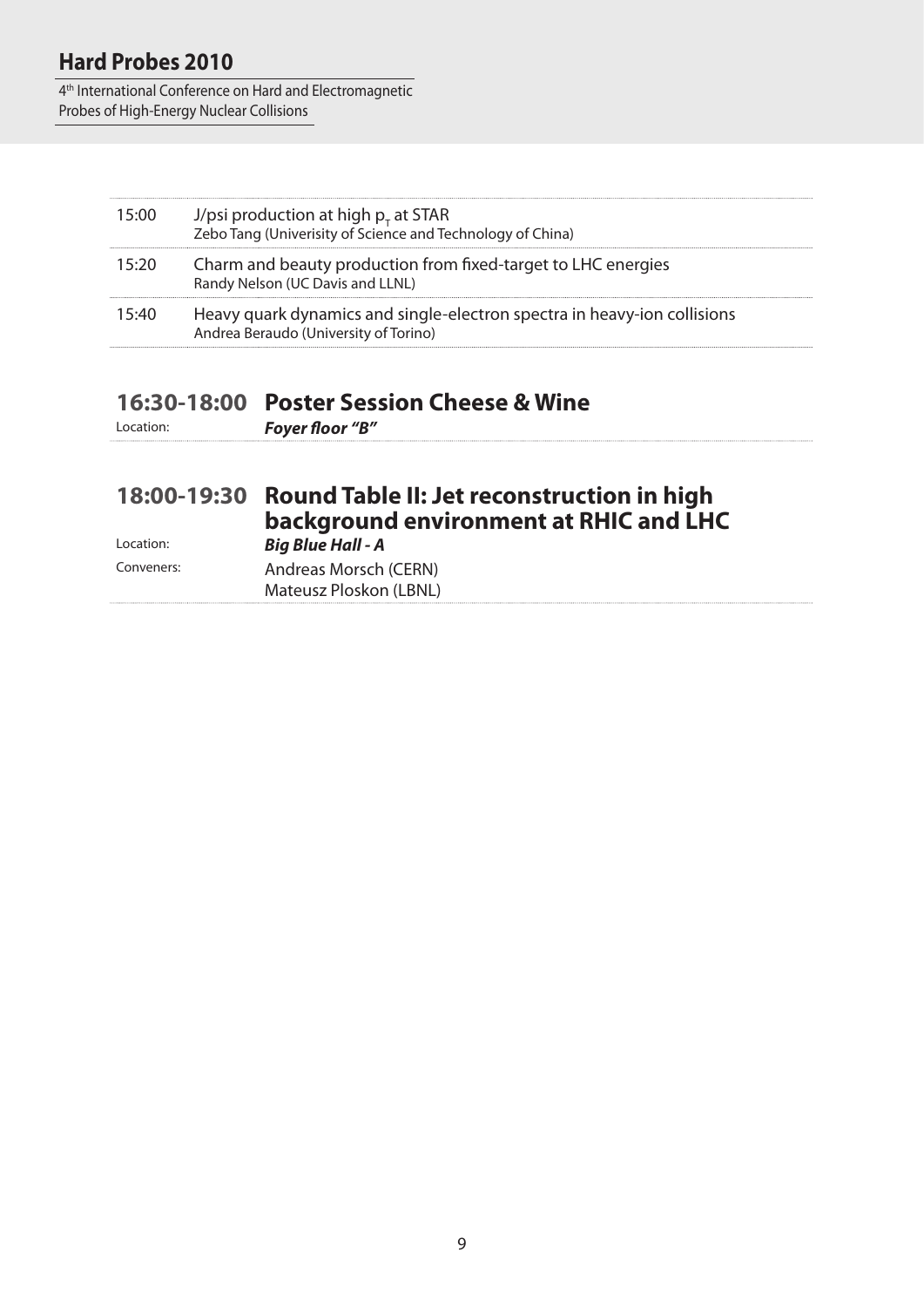| | |
|---|---|
| 15:00 | J/psi production at high $p_T$ at STAR<br>Zebo Tang (Univerisity of Science and Technology of China) |
| 15:20 | Charm and beauty production from fixed-target to LHC energies<br>Randy Nelson (UC Davis and LLNL) |
| 15:40 | Heavy quark dynamics and single-electron spectra in heavy-ion collisions<br>Andrea Beraudo (University of Torino) |

## 16:30-18:00 Poster Session Cheese & Wine

Location: ***Foyer floor "B"***

## 18:00-19:30 Round Table II: Jet reconstruction in high background environment at RHIC and LHC

Location: ***Big Blue Hall - A***

Conveners: Andreas Morsch (CERN)
Mateusz Ploskon (LBNL)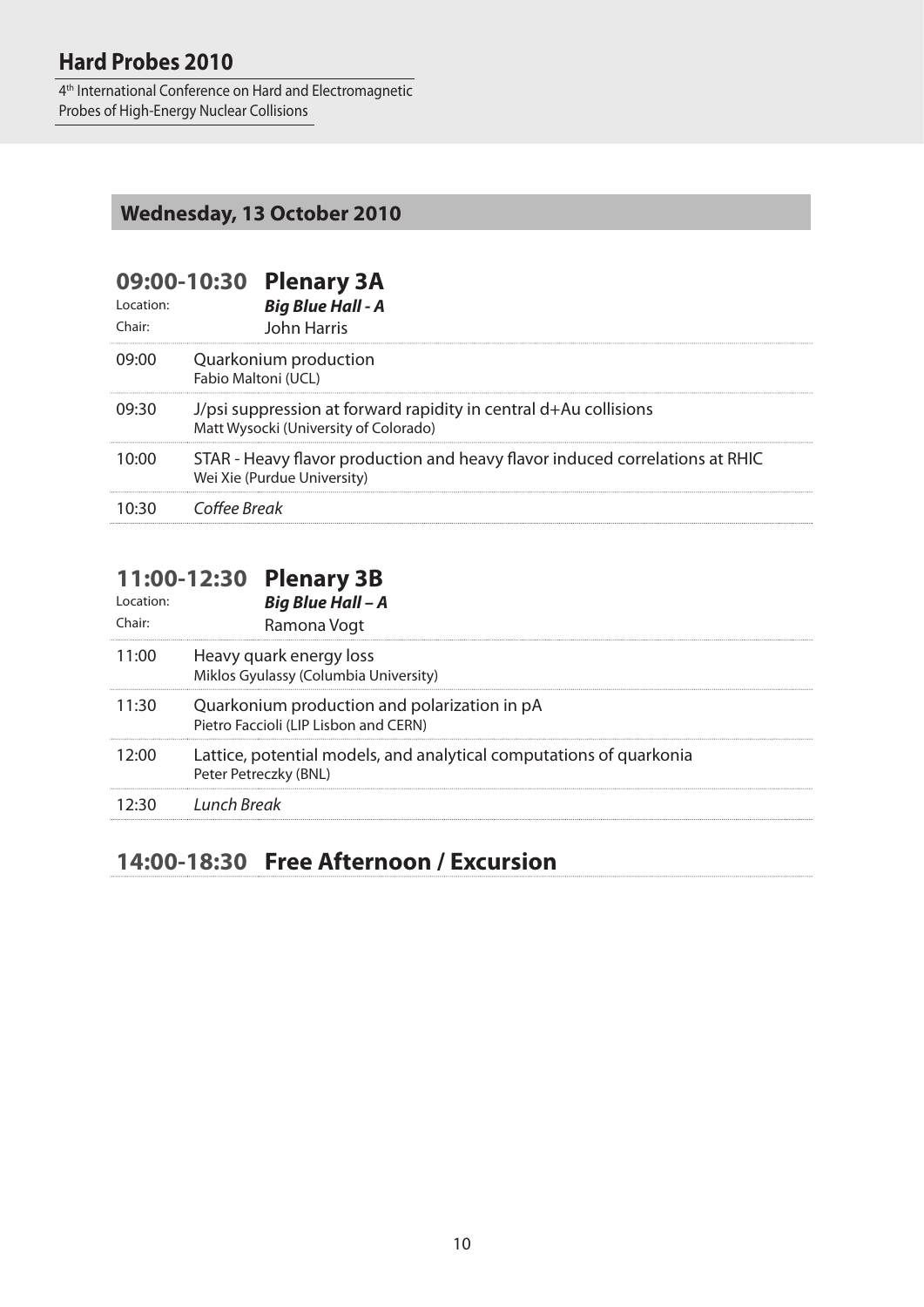## Wednesday, 13 October 2010

### 09:00-10:30 Plenary 3A

Location: ***Big Blue Hall - A***
Chair: John Harris

| | |
|---|---|
| 09:00 | Quarkonium production<br>Fabio Maltoni (UCL) |
| 09:30 | J/psi suppression at forward rapidity in central d+Au collisions<br>Matt Wysocki (University of Colorado) |
| 10:00 | STAR - Heavy flavor production and heavy flavor induced correlations at RHIC<br>Wei Xie (Purdue University) |
| 10:30 | *Coffee Break* |

### 11:00-12:30 Plenary 3B

Location: ***Big Blue Hall – A***
Chair: Ramona Vogt

| | |
|---|---|
| 11:00 | Heavy quark energy loss<br>Miklos Gyulassy (Columbia University) |
| 11:30 | Quarkonium production and polarization in pA<br>Pietro Faccioli (LIP Lisbon and CERN) |
| 12:00 | Lattice, potential models, and analytical computations of quarkonia<br>Peter Petreczky (BNL) |
| 12:30 | *Lunch Break* |

### 14:00-18:30 Free Afternoon / Excursion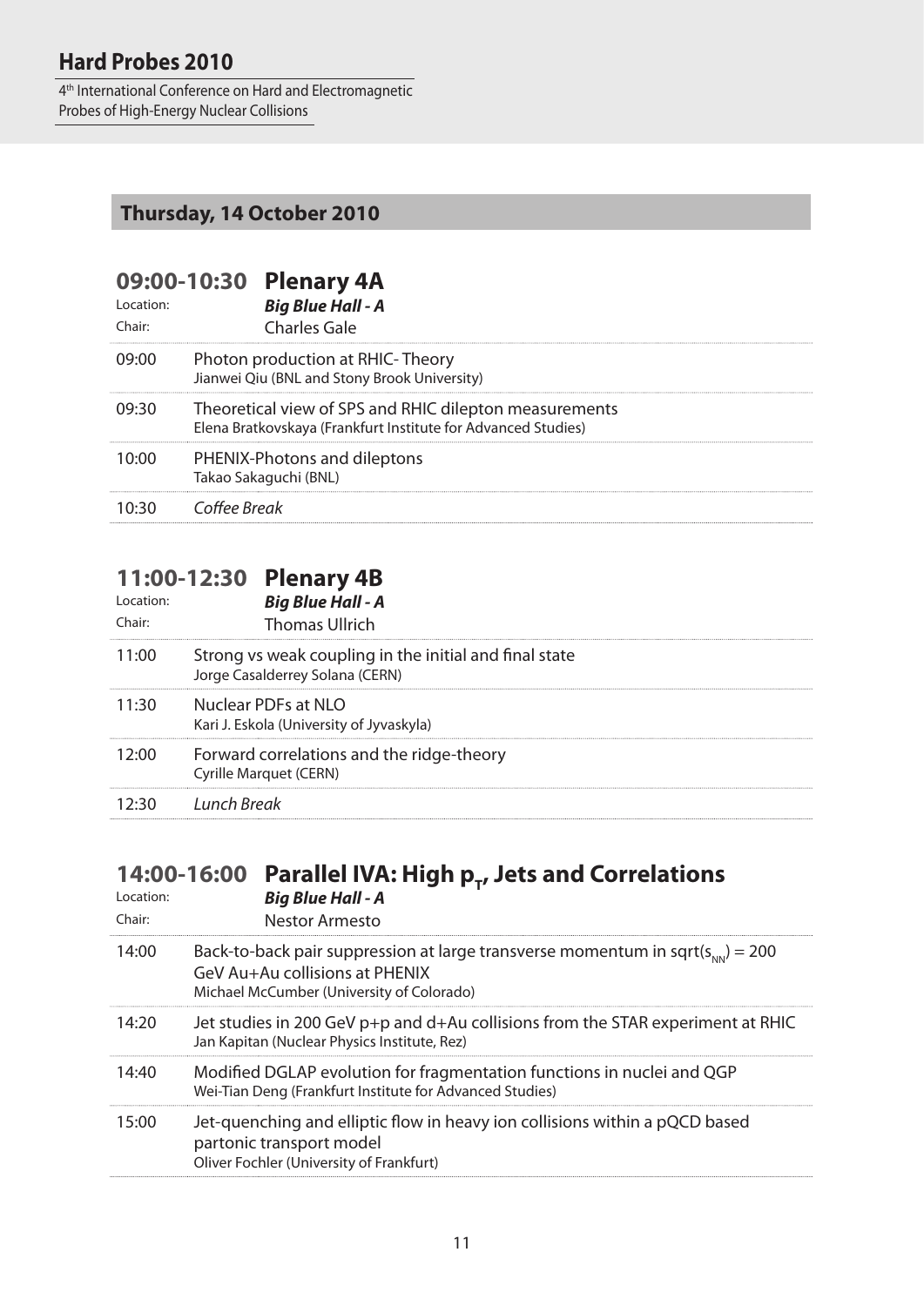## Thursday, 14 October 2010

### 09:00-10:30 Plenary 4A

Location: ***Big Blue Hall - A***

Chair: Charles Gale

| | |
|---|---|
| 09:00 | Photon production at RHIC- Theory<br>Jianwei Qiu (BNL and Stony Brook University) |
| 09:30 | Theoretical view of SPS and RHIC dilepton measurements<br>Elena Bratkovskaya (Frankfurt Institute for Advanced Studies) |
| 10:00 | PHENIX-Photons and dileptons<br>Takao Sakaguchi (BNL) |
| 10:30 | *Coffee Break* |

### 11:00-12:30 Plenary 4B

Location: ***Big Blue Hall - A***

Chair: Thomas Ullrich

| | |
|---|---|
| 11:00 | Strong vs weak coupling in the initial and final state<br>Jorge Casalderrey Solana (CERN) |
| 11:30 | Nuclear PDFs at NLO<br>Kari J. Eskola (University of Jyvaskyla) |
| 12:00 | Forward correlations and the ridge-theory<br>Cyrille Marquet (CERN) |
| 12:30 | *Lunch Break* |

### 14:00-16:00 Parallel IVA: High $p_T$, Jets and Correlations

Location: ***Big Blue Hall - A***

Chair: Nestor Armesto

| | |
|---|---|
| 14:00 | Back-to-back pair suppression at large transverse momentum in sqrt($s_{NN}$) = 200 GeV Au+Au collisions at PHENIX<br>Michael McCumber (University of Colorado) |
| 14:20 | Jet studies in 200 GeV p+p and d+Au collisions from the STAR experiment at RHIC<br>Jan Kapitan (Nuclear Physics Institute, Rez) |
| 14:40 | Modified DGLAP evolution for fragmentation functions in nuclei and QGP<br>Wei-Tian Deng (Frankfurt Institute for Advanced Studies) |
| 15:00 | Jet-quenching and elliptic flow in heavy ion collisions within a pQCD based partonic transport model<br>Oliver Fochler (University of Frankfurt) |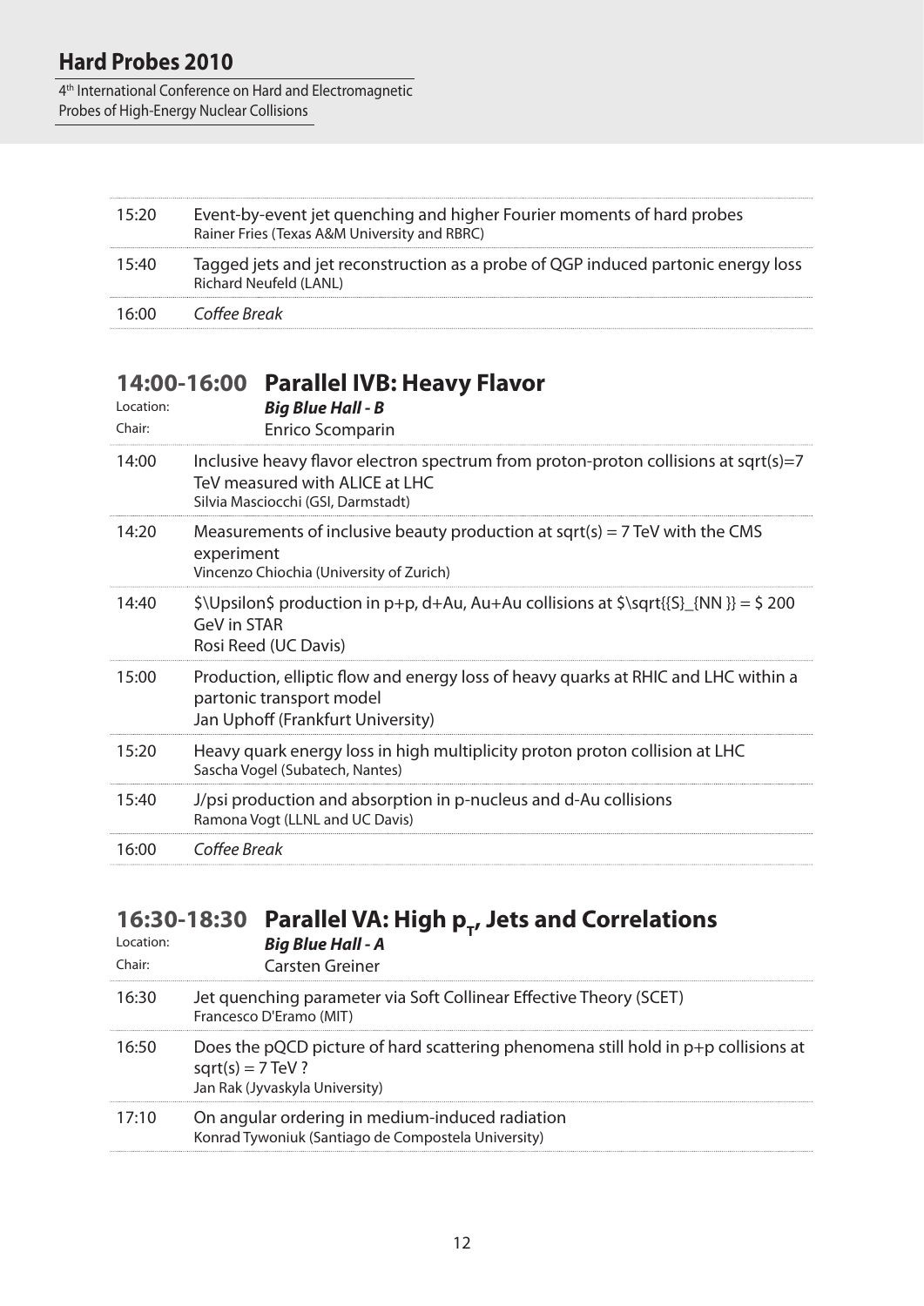| | |
|---|---|
| 15:20 | Event-by-event jet quenching and higher Fourier moments of hard probes<br>Rainer Fries (Texas A&M University and RBRC) |
| 15:40 | Tagged jets and jet reconstruction as a probe of QGP induced partonic energy loss<br>Richard Neufeld (LANL) |
| 16:00 | *Coffee Break* |

## 14:00-16:00 Parallel IVB: Heavy Flavor

Location: ***Big Blue Hall - B***

Chair: Enrico Scomparin

| | |
|---|---|
| 14:00 | Inclusive heavy flavor electron spectrum from proton-proton collisions at sqrt(s)=7 TeV measured with ALICE at LHC<br>Silvia Masciocchi (GSI, Darmstadt) |
| 14:20 | Measurements of inclusive beauty production at sqrt(s) = 7 TeV with the CMS experiment<br>Vincenzo Chiochia (University of Zurich) |
| 14:40 | $\Upsilon$ production in p+p, d+Au, Au+Au collisions at $\sqrt{{S}_{NN}} = $ 200 GeV in STAR<br>Rosi Reed (UC Davis) |
| 15:00 | Production, elliptic flow and energy loss of heavy quarks at RHIC and LHC within a partonic transport model<br>Jan Uphoff (Frankfurt University) |
| 15:20 | Heavy quark energy loss in high multiplicity proton proton collision at LHC<br>Sascha Vogel (Subatech, Nantes) |
| 15:40 | J/psi production and absorption in p-nucleus and d-Au collisions<br>Ramona Vogt (LLNL and UC Davis) |
| 16:00 | *Coffee Break* |

## 16:30-18:30 Parallel VA: High $p_T$, Jets and Correlations

Location: ***Big Blue Hall - A***

Chair: Carsten Greiner

| | |
|---|---|
| 16:30 | Jet quenching parameter via Soft Collinear Effective Theory (SCET)<br>Francesco D'Eramo (MIT) |
| 16:50 | Does the pQCD picture of hard scattering phenomena still hold in p+p collisions at sqrt(s) = 7 TeV ?<br>Jan Rak (Jyvaskyla University) |
| 17:10 | On angular ordering in medium-induced radiation<br>Konrad Tywoniuk (Santiago de Compostela University) |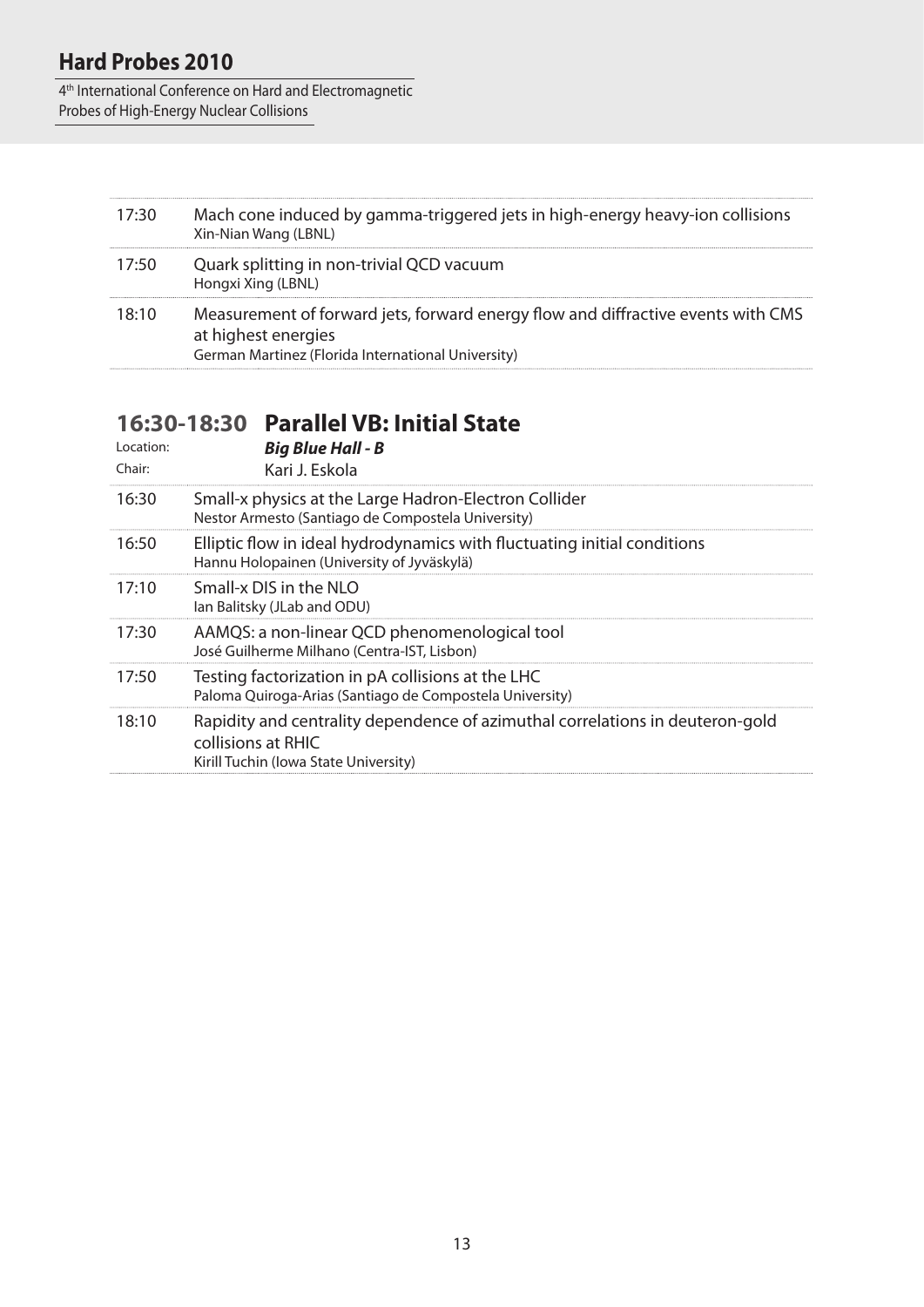| | |
|---|---|
| 17:30 | Mach cone induced by gamma-triggered jets in high-energy heavy-ion collisions<br>Xin-Nian Wang (LBNL) |
| 17:50 | Quark splitting in non-trivial QCD vacuum<br>Hongxi Xing (LBNL) |
| 18:10 | Measurement of forward jets, forward energy flow and diffractive events with CMS at highest energies<br>German Martinez (Florida International University) |

## 16:30-18:30 Parallel VB: Initial State

Location: ***Big Blue Hall - B***

Chair: Kari J. Eskola

| | |
|---|---|
| 16:30 | Small-x physics at the Large Hadron-Electron Collider<br>Nestor Armesto (Santiago de Compostela University) |
| 16:50 | Elliptic flow in ideal hydrodynamics with fluctuating initial conditions<br>Hannu Holopainen (University of Jyväskylä) |
| 17:10 | Small-x DIS in the NLO<br>Ian Balitsky (JLab and ODU) |
| 17:30 | AAMQS: a non-linear QCD phenomenological tool<br>José Guilherme Milhano (Centra-IST, Lisbon) |
| 17:50 | Testing factorization in pA collisions at the LHC<br>Paloma Quiroga-Arias (Santiago de Compostela University) |
| 18:10 | Rapidity and centrality dependence of azimuthal correlations in deuteron-gold collisions at RHIC<br>Kirill Tuchin (Iowa State University) |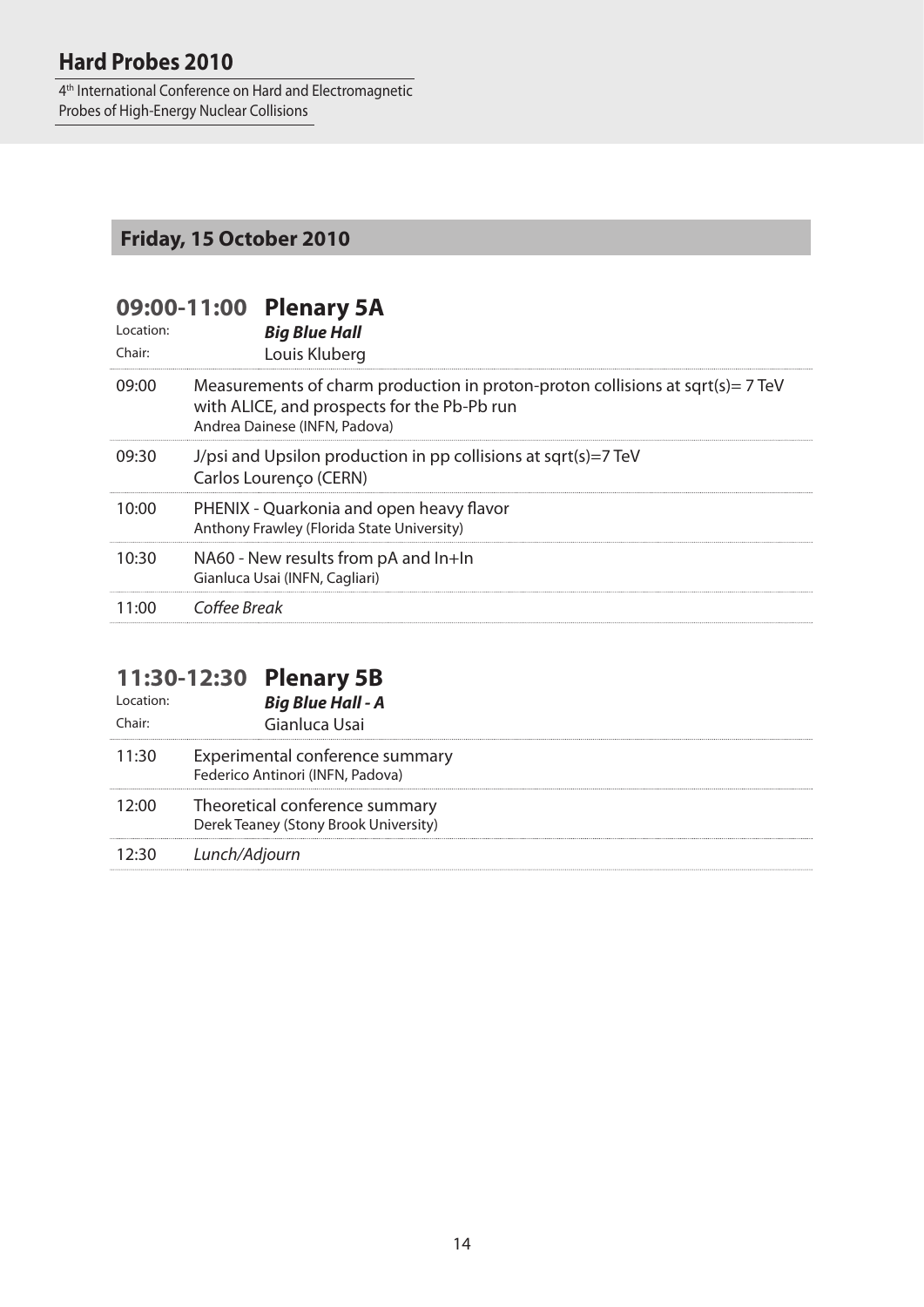## Friday, 15 October 2010

### 09:00-11:00 Plenary 5A

Location: ***Big Blue Hall***
Chair: Louis Kluberg

| | |
|---|---|
| 09:00 | Measurements of charm production in proton-proton collisions at sqrt(s)= 7 TeV with ALICE, and prospects for the Pb-Pb run<br>Andrea Dainese (INFN, Padova) |
| 09:30 | J/psi and Upsilon production in pp collisions at sqrt(s)=7 TeV<br>Carlos Lourenço (CERN) |
| 10:00 | PHENIX - Quarkonia and open heavy flavor<br>Anthony Frawley (Florida State University) |
| 10:30 | NA60 - New results from pA and In+In<br>Gianluca Usai (INFN, Cagliari) |
| 11:00 | *Coffee Break* |

### 11:30-12:30 Plenary 5B

Location: ***Big Blue Hall - A***
Chair: Gianluca Usai

| | |
|---|---|
| 11:30 | Experimental conference summary<br>Federico Antinori (INFN, Padova) |
| 12:00 | Theoretical conference summary<br>Derek Teaney (Stony Brook University) |
| 12:30 | *Lunch/Adjourn* |